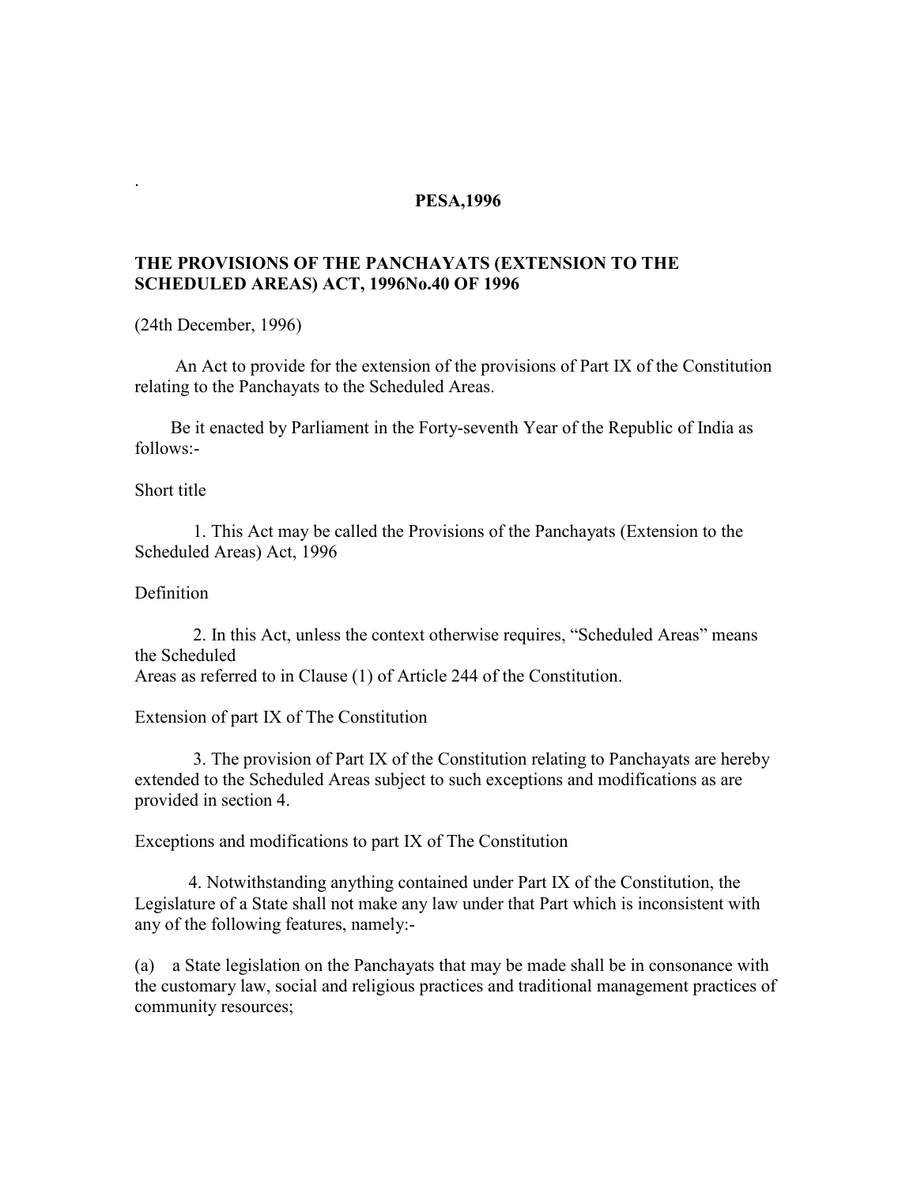.

# PESA,1996

## THE PROVISIONS OF THE PANCHAYATS (EXTENSION TO THE SCHEDULED AREAS) ACT, 1996No.40 OF 1996

(24th December, 1996)

An Act to provide for the extension of the provisions of Part IX of the Constitution relating to the Panchayats to the Scheduled Areas.

Be it enacted by Parliament in the Forty-seventh Year of the Republic of India as follows:-

Short title

1. This Act may be called the Provisions of the Panchayats (Extension to the Scheduled Areas) Act, 1996

Definition

2. In this Act, unless the context otherwise requires, "Scheduled Areas" means the Scheduled Areas as referred to in Clause (1) of Article 244 of the Constitution.

Extension of part IX of The Constitution

3. The provision of Part IX of the Constitution relating to Panchayats are hereby extended to the Scheduled Areas subject to such exceptions and modifications as are provided in section 4.

Exceptions and modifications to part IX of The Constitution

4. Notwithstanding anything contained under Part IX of the Constitution, the Legislature of a State shall not make any law under that Part which is inconsistent with any of the following features, namely:-

(a) a State legislation on the Panchayats that may be made shall be in consonance with the customary law, social and religious practices and traditional management practices of community resources;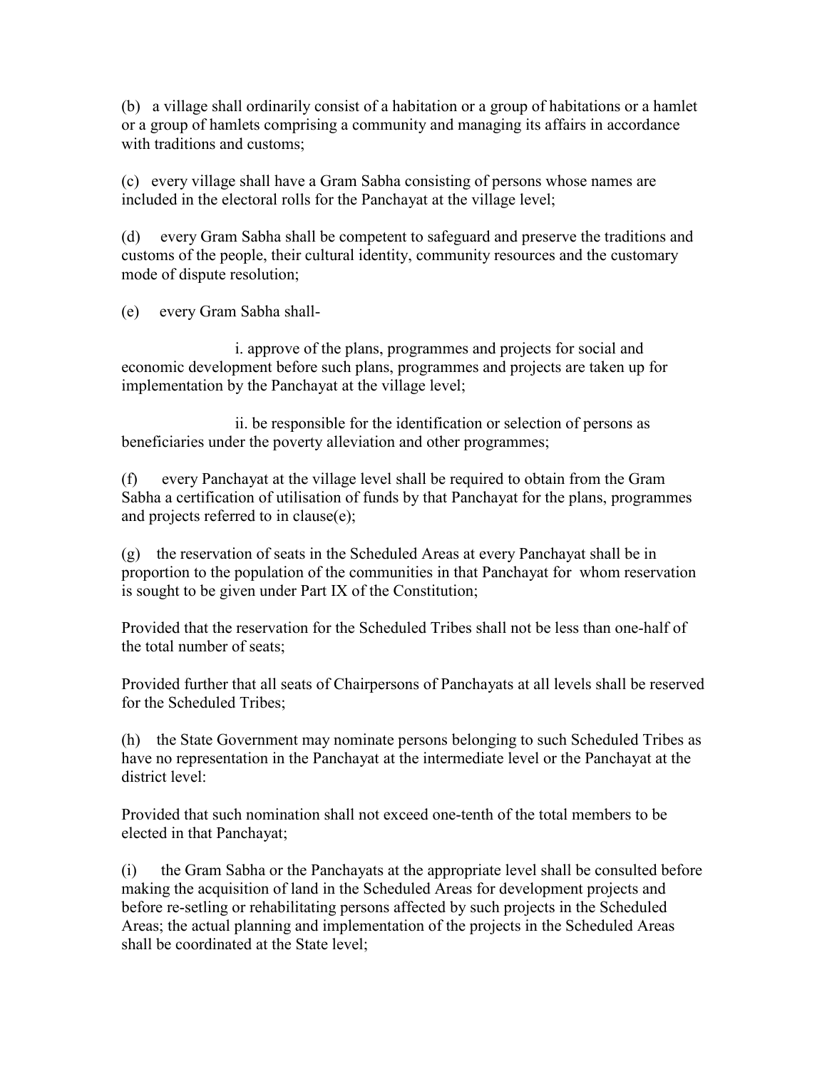(b) a village shall ordinarily consist of a habitation or a group of habitations or a hamlet or a group of hamlets comprising a community and managing its affairs in accordance with traditions and customs;

(c) every village shall have a Gram Sabha consisting of persons whose names are included in the electoral rolls for the Panchayat at the village level;

(d) every Gram Sabha shall be competent to safeguard and preserve the traditions and customs of the people, their cultural identity, community resources and the customary mode of dispute resolution;

(e) every Gram Sabha shall-

i. approve of the plans, programmes and projects for social and economic development before such plans, programmes and projects are taken up for implementation by the Panchayat at the village level;

ii. be responsible for the identification or selection of persons as beneficiaries under the poverty alleviation and other programmes;

(f) every Panchayat at the village level shall be required to obtain from the Gram Sabha a certification of utilisation of funds by that Panchayat for the plans, programmes and projects referred to in clause(e);

(g) the reservation of seats in the Scheduled Areas at every Panchayat shall be in proportion to the population of the communities in that Panchayat for whom reservation is sought to be given under Part IX of the Constitution;

Provided that the reservation for the Scheduled Tribes shall not be less than one-half of the total number of seats;

Provided further that all seats of Chairpersons of Panchayats at all levels shall be reserved for the Scheduled Tribes;

(h) the State Government may nominate persons belonging to such Scheduled Tribes as have no representation in the Panchayat at the intermediate level or the Panchayat at the district level:

Provided that such nomination shall not exceed one-tenth of the total members to be elected in that Panchayat;

(i) the Gram Sabha or the Panchayats at the appropriate level shall be consulted before making the acquisition of land in the Scheduled Areas for development projects and before re-setling or rehabilitating persons affected by such projects in the Scheduled Areas; the actual planning and implementation of the projects in the Scheduled Areas shall be coordinated at the State level;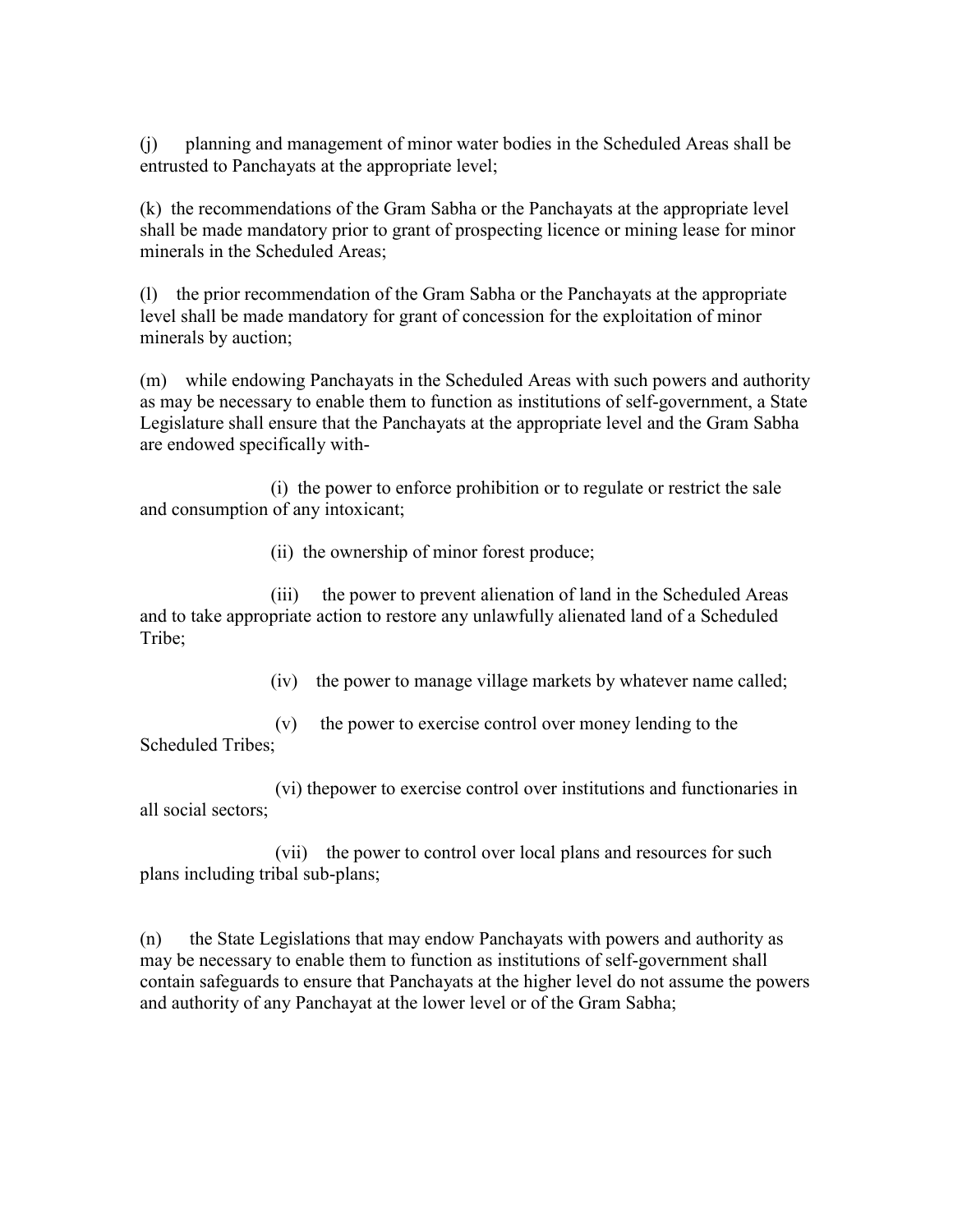(j) planning and management of minor water bodies in the Scheduled Areas shall be entrusted to Panchayats at the appropriate level;

(k) the recommendations of the Gram Sabha or the Panchayats at the appropriate level shall be made mandatory prior to grant of prospecting licence or mining lease for minor minerals in the Scheduled Areas;

(l) the prior recommendation of the Gram Sabha or the Panchayats at the appropriate level shall be made mandatory for grant of concession for the exploitation of minor minerals by auction;

(m) while endowing Panchayats in the Scheduled Areas with such powers and authority as may be necessary to enable them to function as institutions of self-government, a State Legislature shall ensure that the Panchayats at the appropriate level and the Gram Sabha are endowed specifically with-

(i) the power to enforce prohibition or to regulate or restrict the sale and consumption of any intoxicant;

(ii) the ownership of minor forest produce;

(iii) the power to prevent alienation of land in the Scheduled Areas and to take appropriate action to restore any unlawfully alienated land of a Scheduled Tribe;

(iv) the power to manage village markets by whatever name called;

(v) the power to exercise control over money lending to the Scheduled Tribes;

(vi) thepower to exercise control over institutions and functionaries in all social sectors;

(vii) the power to control over local plans and resources for such plans including tribal sub-plans;

(n) the State Legislations that may endow Panchayats with powers and authority as may be necessary to enable them to function as institutions of self-government shall contain safeguards to ensure that Panchayats at the higher level do not assume the powers and authority of any Panchayat at the lower level or of the Gram Sabha;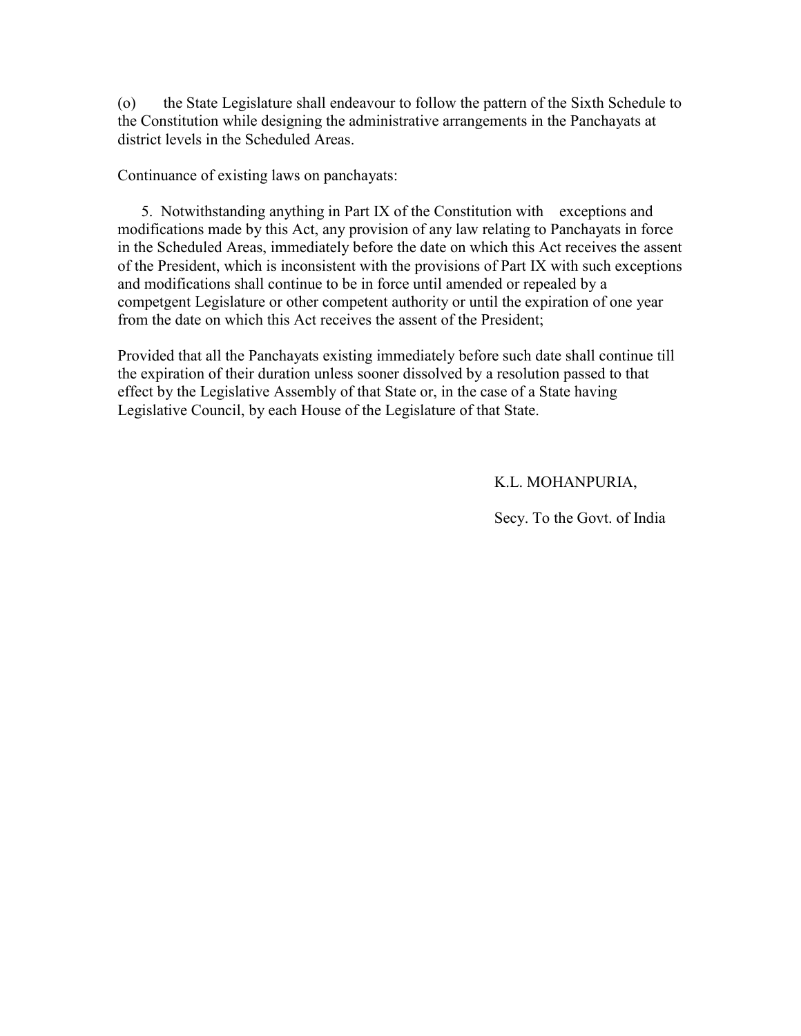(o) the State Legislature shall endeavour to follow the pattern of the Sixth Schedule to the Constitution while designing the administrative arrangements in the Panchayats at district levels in the Scheduled Areas.

Continuance of existing laws on panchayats:

5. Notwithstanding anything in Part IX of the Constitution with exceptions and modifications made by this Act, any provision of any law relating to Panchayats in force in the Scheduled Areas, immediately before the date on which this Act receives the assent of the President, which is inconsistent with the provisions of Part IX with such exceptions and modifications shall continue to be in force until amended or repealed by a competgent Legislature or other competent authority or until the expiration of one year from the date on which this Act receives the assent of the President;

Provided that all the Panchayats existing immediately before such date shall continue till the expiration of their duration unless sooner dissolved by a resolution passed to that effect by the Legislative Assembly of that State or, in the case of a State having Legislative Council, by each House of the Legislature of that State.

K.L. MOHANPURIA,

Secy. To the Govt. of India